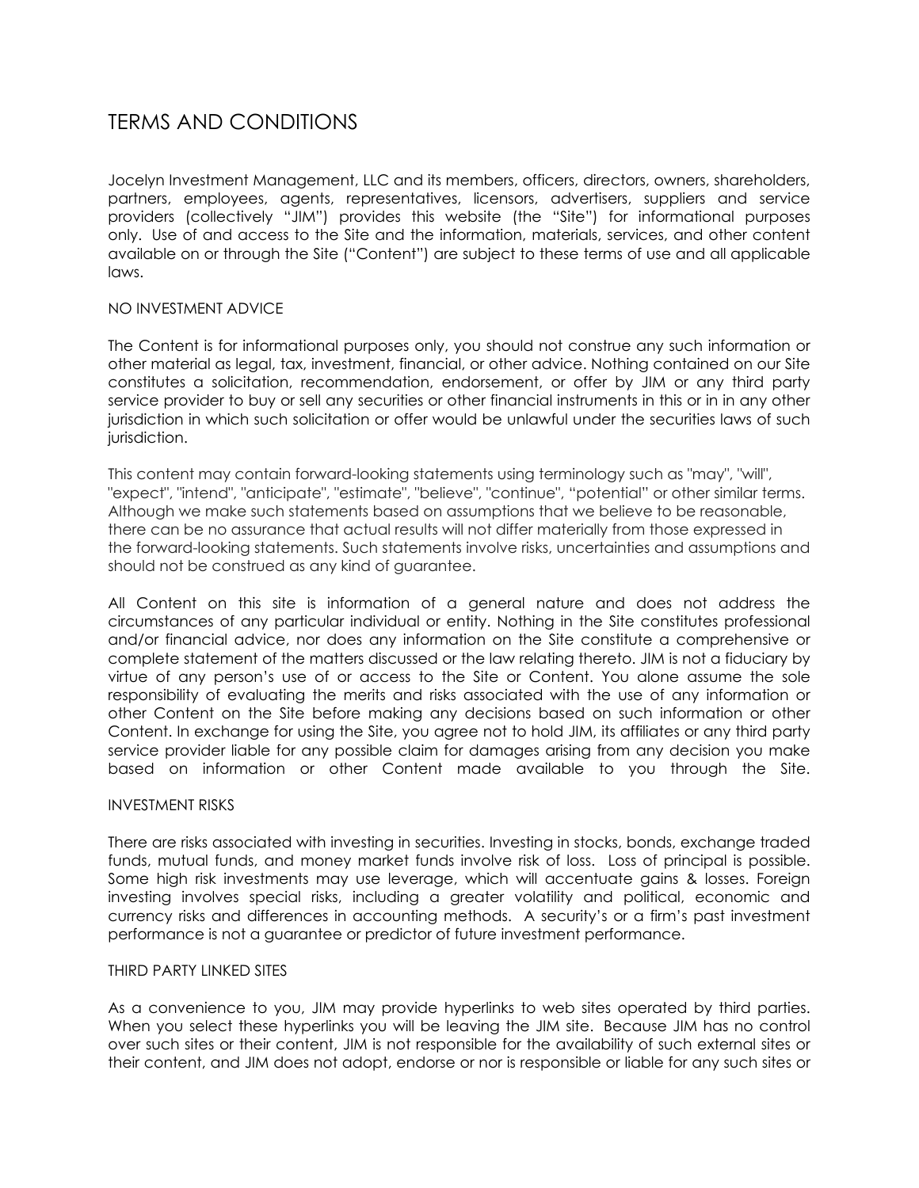# TERMS AND CONDITIONS

Jocelyn Investment Management, LLC and its members, officers, directors, owners, shareholders, partners, employees, agents, representatives, licensors, advertisers, suppliers and service providers (collectively "JIM") provides this website (the "Site") for informational purposes only. Use of and access to the Site and the information, materials, services, and other content available on or through the Site ("Content") are subject to these terms of use and all applicable laws.

## NO INVESTMENT ADVICE

The Content is for informational purposes only, you should not construe any such information or other material as legal, tax, investment, financial, or other advice. Nothing contained on our Site constitutes a solicitation, recommendation, endorsement, or offer by JIM or any third party service provider to buy or sell any securities or other financial instruments in this or in in any other jurisdiction in which such solicitation or offer would be unlawful under the securities laws of such jurisdiction.

This content may contain forward-looking statements using terminology such as "may", "will", "expect", "intend", "anticipate", "estimate", "believe", "continue", "potential" or other similar terms. Although we make such statements based on assumptions that we believe to be reasonable, there can be no assurance that actual results will not differ materially from those expressed in the forward-looking statements. Such statements involve risks, uncertainties and assumptions and should not be construed as any kind of guarantee.

All Content on this site is information of a general nature and does not address the circumstances of any particular individual or entity. Nothing in the Site constitutes professional and/or financial advice, nor does any information on the Site constitute a comprehensive or complete statement of the matters discussed or the law relating thereto. JIM is not a fiduciary by virtue of any person's use of or access to the Site or Content. You alone assume the sole responsibility of evaluating the merits and risks associated with the use of any information or other Content on the Site before making any decisions based on such information or other Content. In exchange for using the Site, you agree not to hold JIM, its affiliates or any third party service provider liable for any possible claim for damages arising from any decision you make based on information or other Content made available to you through the Site.

## INVESTMENT RISKS

There are risks associated with investing in securities. Investing in stocks, bonds, exchange traded funds, mutual funds, and money market funds involve risk of loss. Loss of principal is possible. Some high risk investments may use leverage, which will accentuate gains & losses. Foreign investing involves special risks, including a greater volatility and political, economic and currency risks and differences in accounting methods. A security's or a firm's past investment performance is not a guarantee or predictor of future investment performance.

## THIRD PARTY LINKED SITES

As a convenience to you, JIM may provide hyperlinks to web sites operated by third parties. When you select these hyperlinks you will be leaving the JIM site. Because JIM has no control over such sites or their content, JIM is not responsible for the availability of such external sites or their content, and JIM does not adopt, endorse or nor is responsible or liable for any such sites or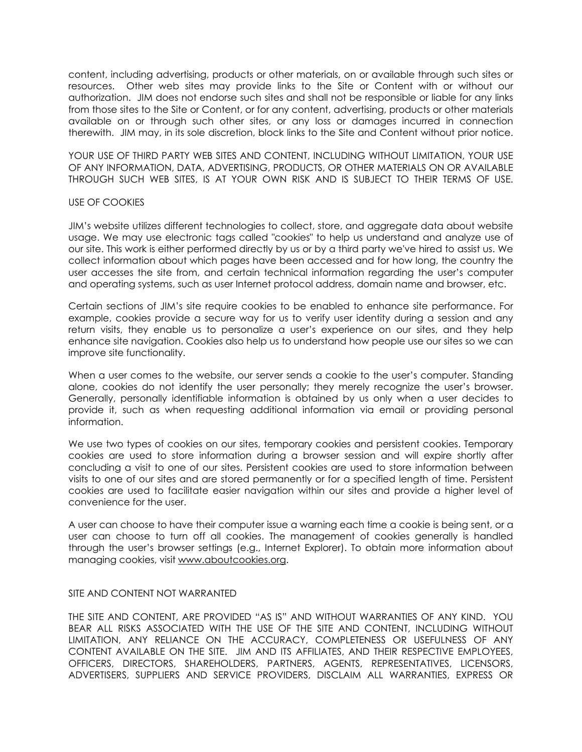content, including advertising, products or other materials, on or available through such sites or resources. Other web sites may provide links to the Site or Content with or without our authorization. JIM does not endorse such sites and shall not be responsible or liable for any links from those sites to the Site or Content, or for any content, advertising, products or other materials available on or through such other sites, or any loss or damages incurred in connection therewith. JIM may, in its sole discretion, block links to the Site and Content without prior notice.

YOUR USE OF THIRD PARTY WEB SITES AND CONTENT, INCLUDING WITHOUT LIMITATION, YOUR USE OF ANY INFORMATION, DATA, ADVERTISING, PRODUCTS, OR OTHER MATERIALS ON OR AVAILABLE THROUGH SUCH WEB SITES, IS AT YOUR OWN RISK AND IS SUBJECT TO THEIR TERMS OF USE.

## USE OF COOKIES

JIM's website utilizes different technologies to collect, store, and aggregate data about website usage. We may use electronic tags called "cookies" to help us understand and analyze use of our site. This work is either performed directly by us or by a third party we've hired to assist us. We collect information about which pages have been accessed and for how long, the country the user accesses the site from, and certain technical information regarding the user's computer and operating systems, such as user Internet protocol address, domain name and browser, etc.

Certain sections of JIM's site require cookies to be enabled to enhance site performance. For example, cookies provide a secure way for us to verify user identity during a session and any return visits, they enable us to personalize a user's experience on our sites, and they help enhance site navigation. Cookies also help us to understand how people use our sites so we can improve site functionality.

When a user comes to the website, our server sends a cookie to the user's computer. Standing alone, cookies do not identify the user personally; they merely recognize the user's browser. Generally, personally identifiable information is obtained by us only when a user decides to provide it, such as when requesting additional information via email or providing personal information.

We use two types of cookies on our sites, temporary cookies and persistent cookies. Temporary cookies are used to store information during a browser session and will expire shortly after concluding a visit to one of our sites. Persistent cookies are used to store information between visits to one of our sites and are stored permanently or for a specified length of time. Persistent cookies are used to facilitate easier navigation within our sites and provide a higher level of convenience for the user.

A user can choose to have their computer issue a warning each time a cookie is being sent, or a user can choose to turn off all cookies. The management of cookies generally is handled through the user's browser settings (e.g., Internet Explorer). To obtain more information about managing cookies, visit www.aboutcookies.org.

## SITE AND CONTENT NOT WARRANTED

THE SITE AND CONTENT, ARE PROVIDED "AS IS" AND WITHOUT WARRANTIES OF ANY KIND. YOU BEAR ALL RISKS ASSOCIATED WITH THE USE OF THE SITE AND CONTENT, INCLUDING WITHOUT LIMITATION, ANY RELIANCE ON THE ACCURACY, COMPLETENESS OR USEFULNESS OF ANY CONTENT AVAILABLE ON THE SITE. JIM AND ITS AFFILIATES, AND THEIR RESPECTIVE EMPLOYEES, OFFICERS, DIRECTORS, SHAREHOLDERS, PARTNERS, AGENTS, REPRESENTATIVES, LICENSORS, ADVERTISERS, SUPPLIERS AND SERVICE PROVIDERS, DISCLAIM ALL WARRANTIES, EXPRESS OR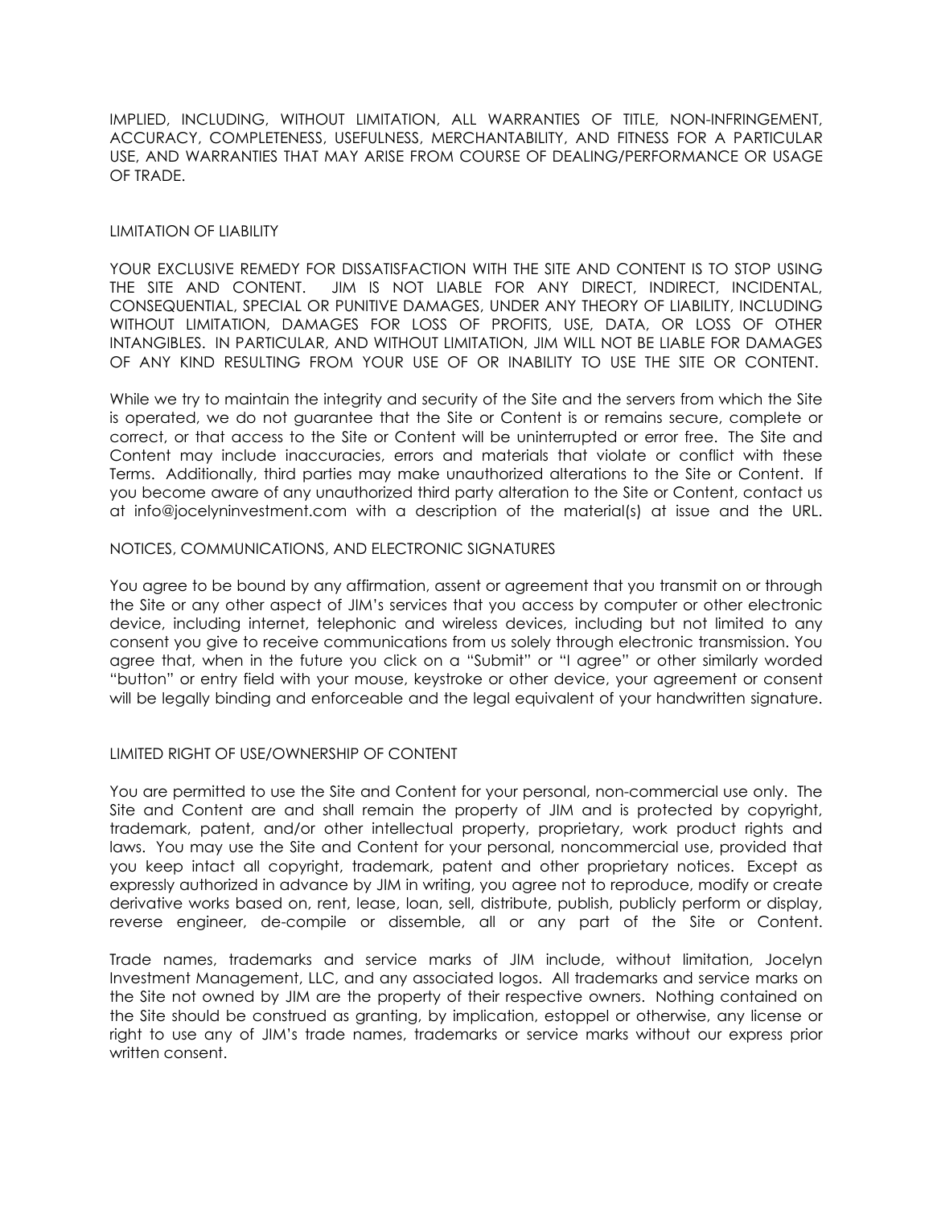IMPLIED, INCLUDING, WITHOUT LIMITATION, ALL WARRANTIES OF TITLE, NON-INFRINGEMENT, ACCURACY, COMPLETENESS, USEFULNESS, MERCHANTABILITY, AND FITNESS FOR A PARTICULAR USE, AND WARRANTIES THAT MAY ARISE FROM COURSE OF DEALING/PERFORMANCE OR USAGE OF TRADE.

## LIMITATION OF LIABILITY

YOUR EXCLUSIVE REMEDY FOR DISSATISFACTION WITH THE SITE AND CONTENT IS TO STOP USING THE SITE AND CONTENT. JIM IS NOT LIABLE FOR ANY DIRECT, INDIRECT, INCIDENTAL, CONSEQUENTIAL, SPECIAL OR PUNITIVE DAMAGES, UNDER ANY THEORY OF LIABILITY, INCLUDING WITHOUT LIMITATION, DAMAGES FOR LOSS OF PROFITS, USE, DATA, OR LOSS OF OTHER INTANGIBLES. IN PARTICULAR, AND WITHOUT LIMITATION, JIM WILL NOT BE LIABLE FOR DAMAGES OF ANY KIND RESULTING FROM YOUR USE OF OR INABILITY TO USE THE SITE OR CONTENT.

While we try to maintain the integrity and security of the Site and the servers from which the Site is operated, we do not guarantee that the Site or Content is or remains secure, complete or correct, or that access to the Site or Content will be uninterrupted or error free. The Site and Content may include inaccuracies, errors and materials that violate or conflict with these Terms. Additionally, third parties may make unauthorized alterations to the Site or Content. If you become aware of any unauthorized third party alteration to the Site or Content, contact us at info@jocelyninvestment.com with a description of the material(s) at issue and the URL.

## NOTICES, COMMUNICATIONS, AND ELECTRONIC SIGNATURES

You agree to be bound by any affirmation, assent or agreement that you transmit on or through the Site or any other aspect of JIM's services that you access by computer or other electronic device, including internet, telephonic and wireless devices, including but not limited to any consent you give to receive communications from us solely through electronic transmission. You agree that, when in the future you click on a "Submit" or "I agree" or other similarly worded "button" or entry field with your mouse, keystroke or other device, your agreement or consent will be legally binding and enforceable and the legal equivalent of your handwritten signature.

## LIMITED RIGHT OF USE/OWNERSHIP OF CONTENT

You are permitted to use the Site and Content for your personal, non-commercial use only. The Site and Content are and shall remain the property of JIM and is protected by copyright, trademark, patent, and/or other intellectual property, proprietary, work product rights and laws. You may use the Site and Content for your personal, noncommercial use, provided that you keep intact all copyright, trademark, patent and other proprietary notices. Except as expressly authorized in advance by JIM in writing, you agree not to reproduce, modify or create derivative works based on, rent, lease, loan, sell, distribute, publish, publicly perform or display, reverse engineer, de-compile or dissemble, all or any part of the Site or Content.

Trade names, trademarks and service marks of JIM include, without limitation, Jocelyn Investment Management, LLC, and any associated logos. All trademarks and service marks on the Site not owned by JIM are the property of their respective owners. Nothing contained on the Site should be construed as granting, by implication, estoppel or otherwise, any license or right to use any of JIM's trade names, trademarks or service marks without our express prior written consent.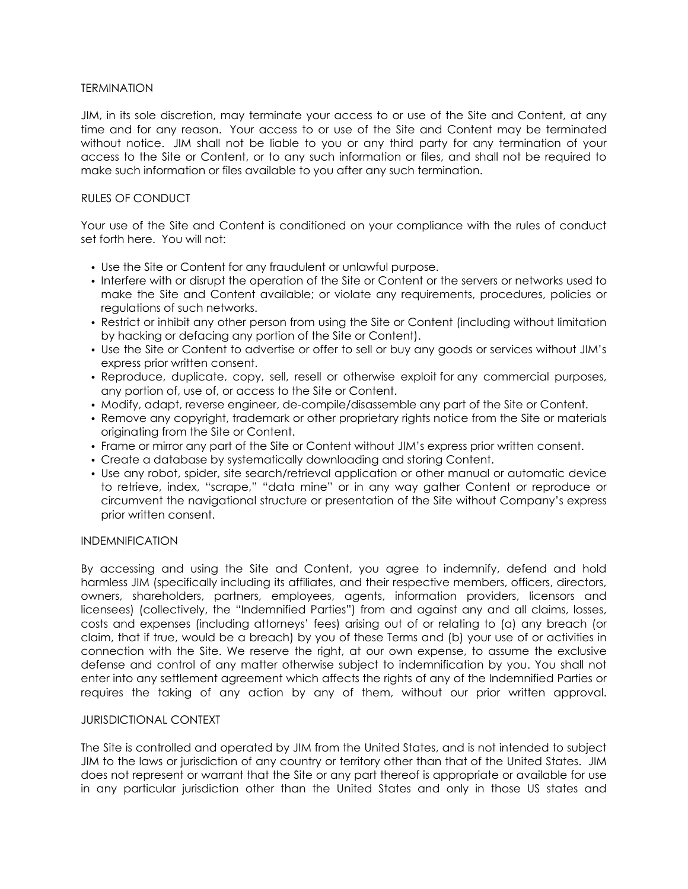## TERMINATION

JIM, in its sole discretion, may terminate your access to or use of the Site and Content, at any time and for any reason. Your access to or use of the Site and Content may be terminated without notice. JIM shall not be liable to you or any third party for any termination of your access to the Site or Content, or to any such information or files, and shall not be required to make such information or files available to you after any such termination.

## RULES OF CONDUCT

Your use of the Site and Content is conditioned on your compliance with the rules of conduct set forth here. You will not:

- Use the Site or Content for any fraudulent or unlawful purpose.
- Interfere with or disrupt the operation of the Site or Content or the servers or networks used to make the Site and Content available; or violate any requirements, procedures, policies or regulations of such networks.
- Restrict or inhibit any other person from using the Site or Content (including without limitation by hacking or defacing any portion of the Site or Content).
- Use the Site or Content to advertise or offer to sell or buy any goods or services without JIM's express prior written consent.
- Reproduce, duplicate, copy, sell, resell or otherwise exploit for any commercial purposes, any portion of, use of, or access to the Site or Content.
- Modify, adapt, reverse engineer, de-compile/disassemble any part of the Site or Content.
- Remove any copyright, trademark or other proprietary rights notice from the Site or materials originating from the Site or Content.
- Frame or mirror any part of the Site or Content without JIM's express prior written consent.
- Create a database by systematically downloading and storing Content.
- Use any robot, spider, site search/retrieval application or other manual or automatic device to retrieve, index, "scrape," "data mine" or in any way gather Content or reproduce or circumvent the navigational structure or presentation of the Site without Company's express prior written consent.

## INDEMNIFICATION

By accessing and using the Site and Content, you agree to indemnify, defend and hold harmless JIM (specifically including its affiliates, and their respective members, officers, directors, owners, shareholders, partners, employees, agents, information providers, licensors and licensees) (collectively, the "Indemnified Parties") from and against any and all claims, losses, costs and expenses (including attorneys' fees) arising out of or relating to (a) any breach (or claim, that if true, would be a breach) by you of these Terms and (b) your use of or activities in connection with the Site. We reserve the right, at our own expense, to assume the exclusive defense and control of any matter otherwise subject to indemnification by you. You shall not enter into any settlement agreement which affects the rights of any of the Indemnified Parties or requires the taking of any action by any of them, without our prior written approval.

## JURISDICTIONAL CONTEXT

The Site is controlled and operated by JIM from the United States, and is not intended to subject JIM to the laws or jurisdiction of any country or territory other than that of the United States. JIM does not represent or warrant that the Site or any part thereof is appropriate or available for use in any particular jurisdiction other than the United States and only in those US states and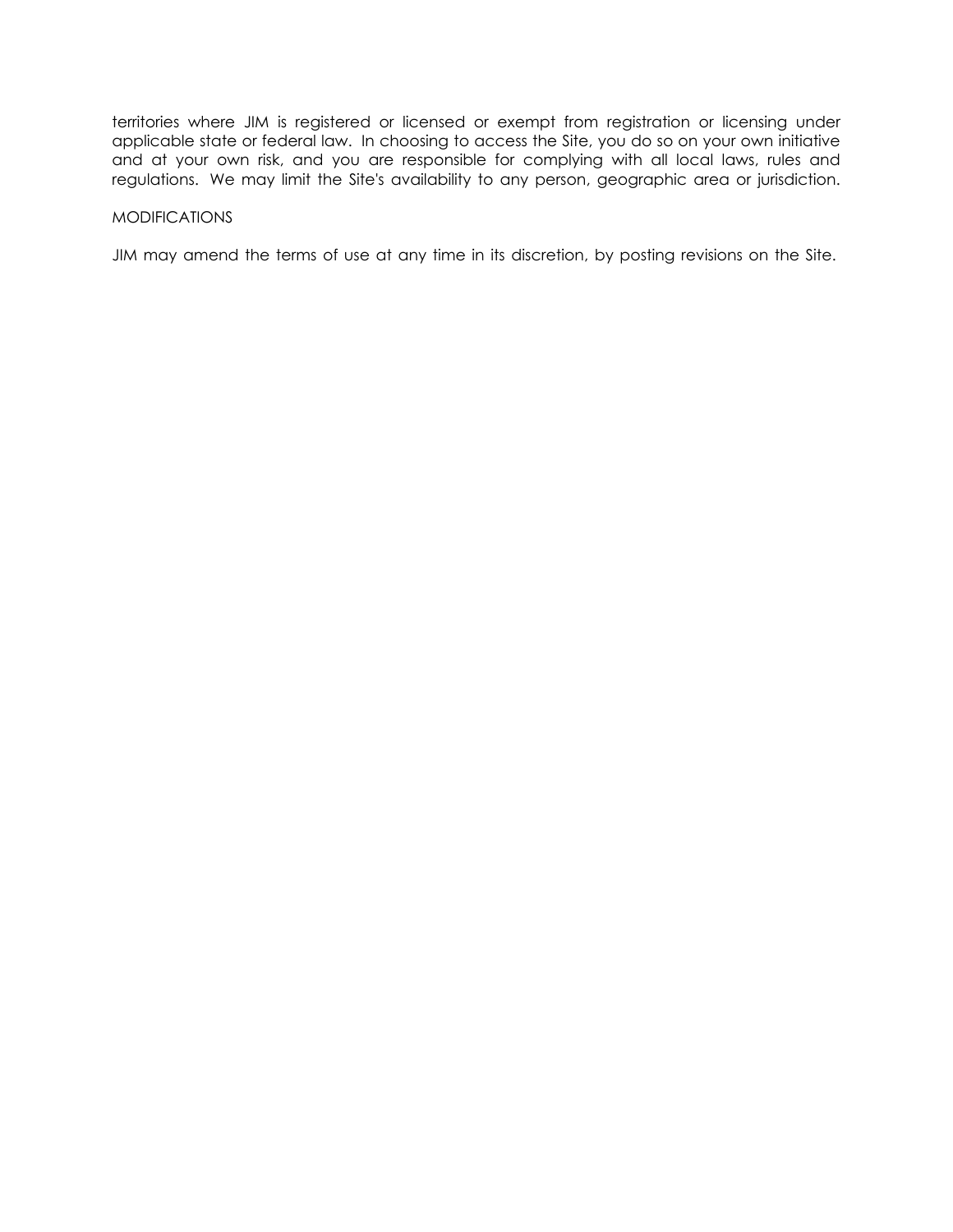territories where JIM is registered or licensed or exempt from registration or licensing under applicable state or federal law. In choosing to access the Site, you do so on your own initiative and at your own risk, and you are responsible for complying with all local laws, rules and regulations. We may limit the Site's availability to any person, geographic area or jurisdiction.

MODIFICATIONS

JIM may amend the terms of use at any time in its discretion, by posting revisions on the Site.